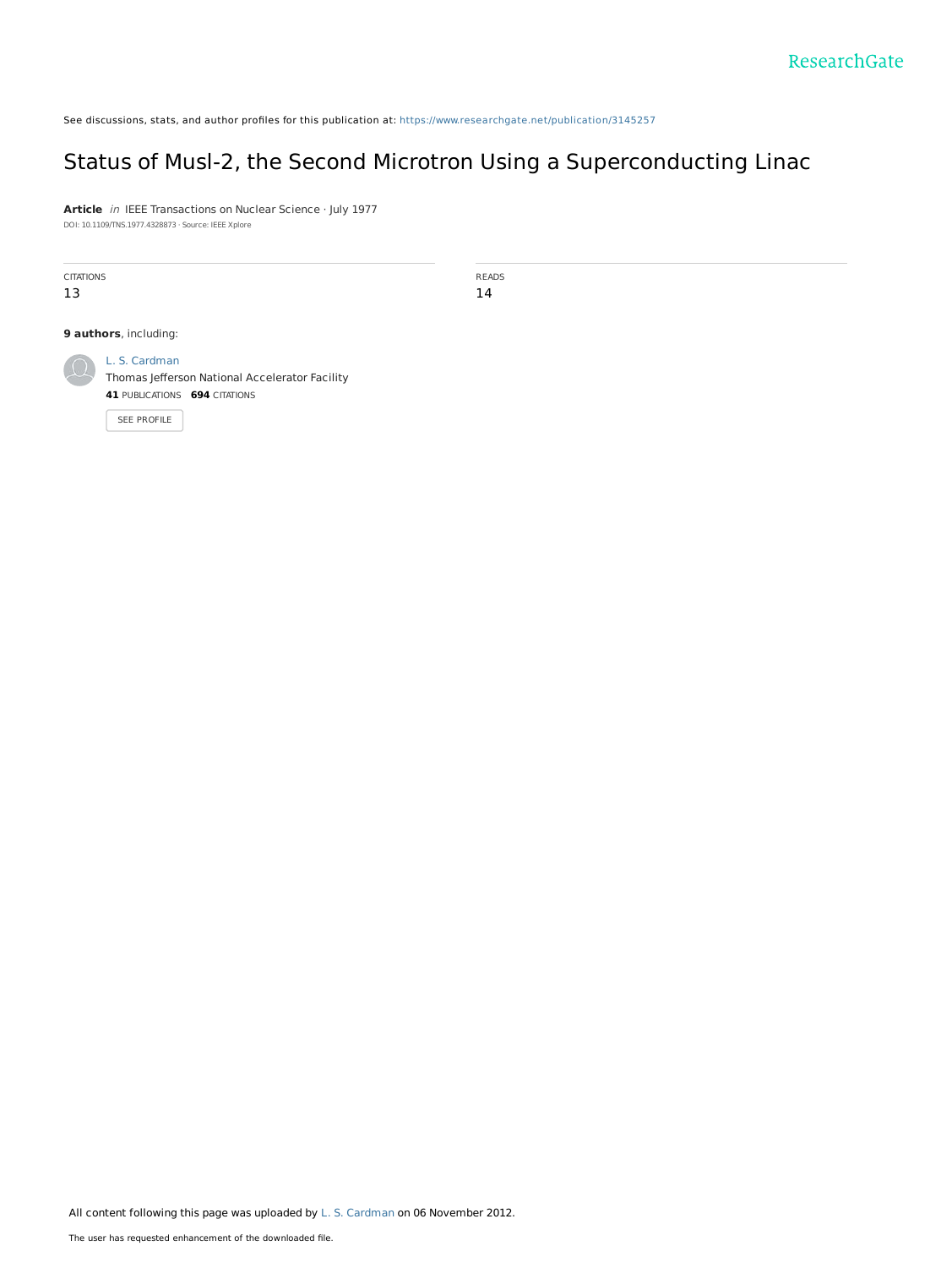See discussions, stats, and author profiles for this publication at: https://www.researchgate.net/publication/3145257

# Status of Musl-2, the Second Microtron Using a Superconducting Linac

**Article** *in* IEEE Transactions on Nuclear Science · July 1977

DOI: 10.1109/TNS.1977.4328873 · Source: IEEE Xplore

| CITATIONS | READS |
| --- | --- |
| 13 | 14 |

**9 authors**, including:

L. S. Cardman
Thomas Jefferson National Accelerator Facility
**41** PUBLICATIONS **694** CITATIONS

SEE PROFILE

All content following this page was uploaded by L. S. Cardman on 06 November 2012.

The user has requested enhancement of the downloaded file.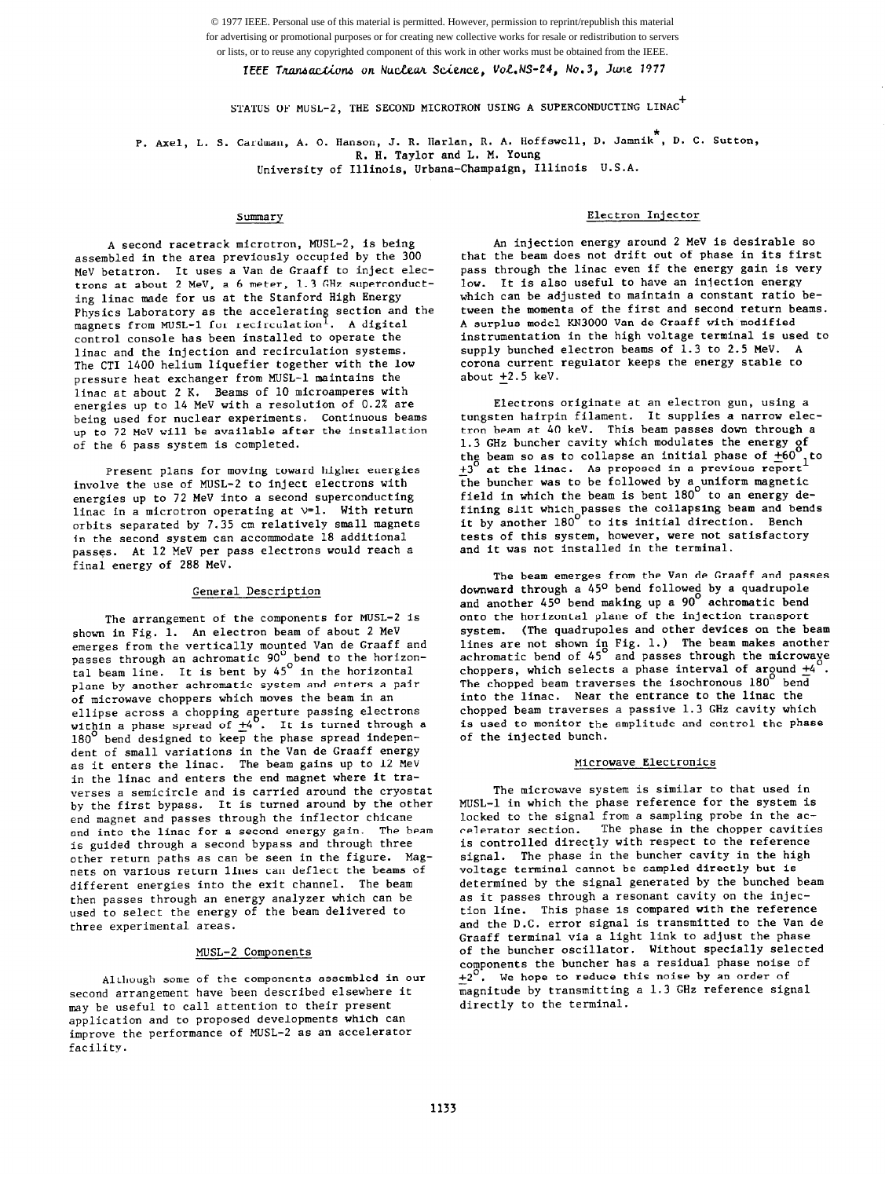© 1977 IEEE. Personal use of this material is permitted. However, permission to reprint/republish this material for advertising or promotional purposes or for creating new collective works for resale or redistribution to servers or lists, or to reuse any copyrighted component of this work in other works must be obtained from the IEEE.

*IEEE Transactions on Nuclear Science, Vol.NS-24, No.3, June 1977*

# STATUS OF MUSL-2, THE SECOND MICROTRON USING A SUPERCONDUCTING LINAC[+]

P. Axel, L. S. Cardman, A. O. Hanson, J. R. Harlan, R. A. Hoffswell, D. Jamnik[*], D. C. Sutton, R. H. Taylor and L. M. Young

University of Illinois, Urbana-Champaign, Illinois U.S.A.

## Summary

A second racetrack microtron, MUSL-2, is being assembled in the area previously occupied by the 300 MeV betatron. It uses a Van de Graaff to inject electrons at about 2 MeV, a 6 meter, 1.3 GHz superconducting linac made for us at the Stanford High Energy Physics Laboratory as the accelerating section and the magnets from MUSL-1 for recirculation[1]. A digital control console has been installed to operate the linac and the injection and recirculation systems. The CTI 1400 helium liquefier together with the low pressure heat exchanger from MUSL-1 maintains the linac at about 2 K. Beams of 10 microamperes with energies up to 14 MeV with a resolution of 0.2% are being used for nuclear experiments. Continuous beams up to 72 MeV will be available after the installation of the 6 pass system is completed.

Present plans for moving toward higher energies involve the use of MUSL-2 to inject electrons with energies up to 72 MeV into a second superconducting linac in a microtron operating at $\nu=1$. With return orbits separated by 7.35 cm relatively small magnets in the second system can accommodate 18 additional passes. At 12 MeV per pass electrons would reach a final energy of 288 MeV.

## General Description

The arrangement of the components for MUSL-2 is shown in Fig. 1. An electron beam of about 2 MeV emerges from the vertically mounted Van de Graaff and passes through an achromatic 90° bend to the horizontal beam line. It is bent by 45° in the horizontal plane by another achromatic system and enters a pair of microwave choppers which moves the beam in an ellipse across a chopping aperture passing electrons within a phase spread of ±4°. It is turned through a 180° bend designed to keep the phase spread independent of small variations in the Van de Graaff energy as it enters the linac. The beam gains up to 12 MeV in the linac and enters the end magnet where it traverses a semicircle and is carried around the cryostat by the first bypass. It is turned around by the other end magnet and passes through the inflector chicane and into the linac for a second energy gain. The beam is guided through a second bypass and through three other return paths as can be seen in the figure. Magnets on various return lines can deflect the beams of different energies into the exit channel. The beam then passes through an energy analyzer which can be used to select the energy of the beam delivered to three experimental areas.

## MUSL-2 Components

Although some of the components assembled in our second arrangement have been described elsewhere it may be useful to call attention to their present application and to proposed developments which can improve the performance of MUSL-2 as an accelerator facility.

## Electron Injector

An injection energy around 2 MeV is desirable so that the beam does not drift out of phase in its first pass through the linac even if the energy gain is very low. It is also useful to have an injection energy which can be adjusted to maintain a constant ratio between the momenta of the first and second return beams. A surplus model KN3000 Van de Graaff with modified instrumentation in the high voltage terminal is used to supply bunched electron beams of 1.3 to 2.5 MeV. A corona current regulator keeps the energy stable to about ±2.5 keV.

Electrons originate at an electron gun, using a tungsten hairpin filament. It supplies a narrow electron beam at 40 keV. This beam passes down through a 1.3 GHz buncher cavity which modulates the energy of the beam so as to collapse an initial phase of ±60° to ±3° at the linac. As proposed in a previous report[1] the buncher was to be followed by a uniform magnetic field in which the beam is bent 180° to an energy defining slit which passes the collapsing beam and bends it by another 180° to its initial direction. Bench tests of this system, however, were not satisfactory and it was not installed in the terminal.

The beam emerges from the Van de Graaff and passes downward through a 45° bend followed by a quadrupole and another 45° bend making up a 90° achromatic bend onto the horizontal plane of the injection transport system. (The quadrupoles and other devices on the beam lines are not shown in Fig. 1.) The beam makes another achromatic bend of 45° and passes through the microwave choppers, which selects a phase interval of around ±4°. The chopped beam traverses the isochronous 180° bend into the linac. Near the entrance to the linac the chopped beam traverses a passive 1.3 GHz cavity which is used to monitor the amplitude and control the phase of the injected bunch.

## Microwave Electronics

The microwave system is similar to that used in MUSL-1 in which the phase reference for the system is locked to the signal from a sampling probe in the accelerator section. The phase in the chopper cavities is controlled directly with respect to the reference signal. The phase in the buncher cavity in the high voltage terminal cannot be sampled directly but is determined by the signal generated by the bunched beam as it passes through a resonant cavity on the injection line. This phase is compared with the reference and the D.C. error signal is transmitted to the Van de Graaff terminal via a light link to adjust the phase of the buncher oscillator. Without specially selected components the buncher has a residual phase noise of ±2°. We hope to reduce this noise by an order of magnitude by transmitting a 1.3 GHz reference signal directly to the terminal.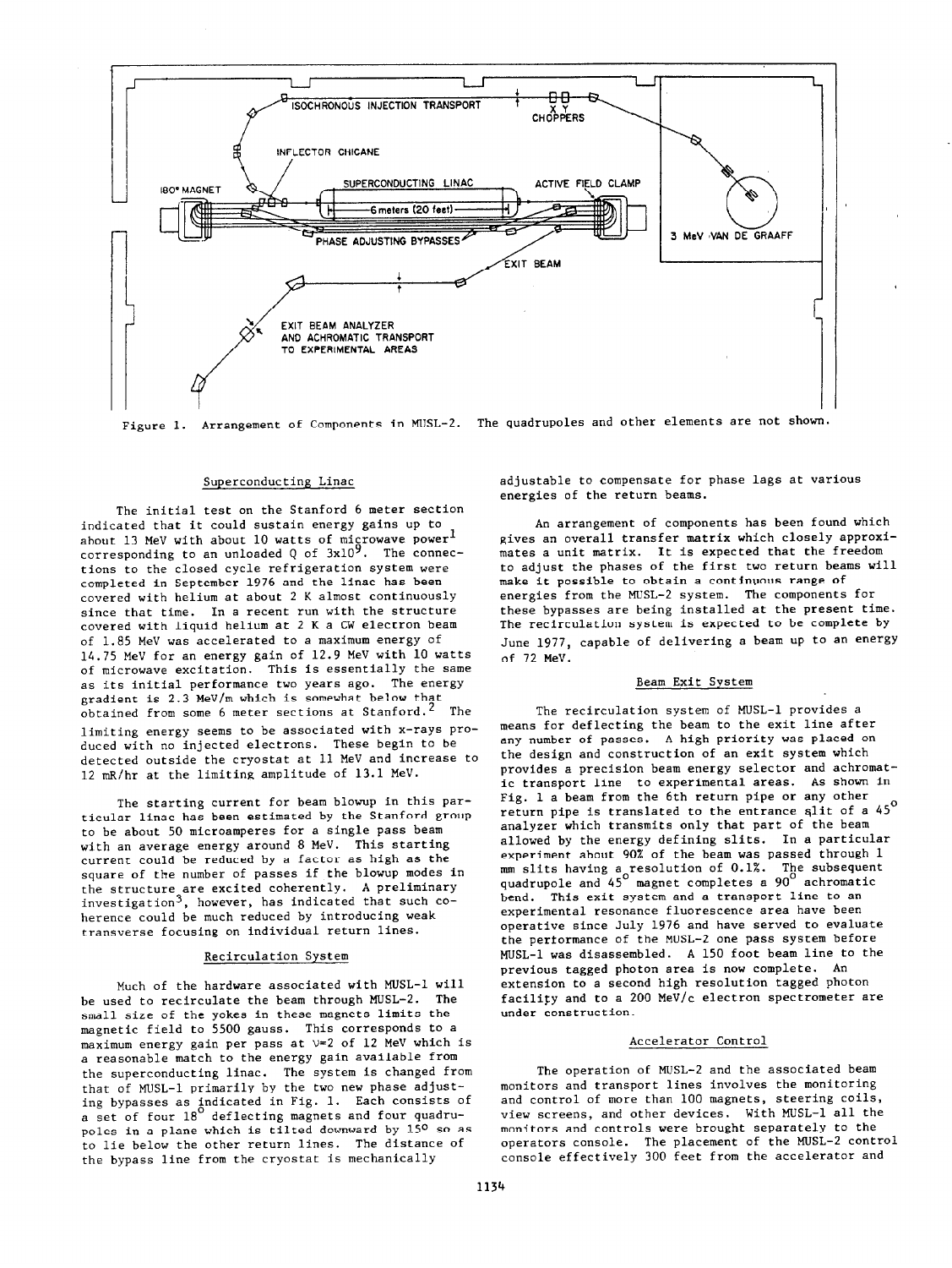Figure 1. Arrangement of Components in MUSL-2. The quadrupoles and other elements are not shown.

## Superconducting Linac

The initial test on the Stanford 6 meter section indicated that it could sustain energy gains up to about 13 MeV with about 10 watts of microwave power[1] corresponding to an unloaded Q of $3\times10^9$. The connections to the closed cycle refrigeration system were completed in September 1976 and the linac has been covered with helium at about 2 K almost continuously since that time. In a recent run with the structure covered with liquid helium at 2 K a CW electron beam of 1.85 MeV was accelerated to a maximum energy of 14.75 MeV for an energy gain of 12.9 MeV with 10 watts of microwave excitation. This is essentially the same as its initial performance two years ago. The energy gradient is 2.3 MeV/m which is somewhat below that obtained from some 6 meter sections at Stanford.[2] The limiting energy seems to be associated with x-rays produced with no injected electrons. These begin to be detected outside the cryostat at 11 MeV and increase to 12 mR/hr at the limiting amplitude of 13.1 MeV.

The starting current for beam blowup in this particular linac has been estimated by the Stanford group to be about 50 microamperes for a single pass beam with an average energy around 8 MeV. This starting current could be reduced by a factor as high as the square of the number of passes if the blowup modes in the structure are excited coherently. A preliminary investigation[3], however, has indicated that such coherence could be much reduced by introducing weak transverse focusing on individual return lines.

## Recirculation System

Much of the hardware associated with MUSL-1 will be used to recirculate the beam through MUSL-2. The small size of the yokes in these magnets limits the magnetic field to 5500 gauss. This corresponds to a maximum energy gain per pass at $\nu=2$ of 12 MeV which is a reasonable match to the energy gain available from the superconducting linac. The system is changed from that of MUSL-1 primarily by the two new phase adjusting bypasses as indicated in Fig. 1. Each consists of a set of four $18^\circ$ deflecting magnets and four quadrupoles in a plane which is tilted downward by $15^\circ$ so as to lie below the other return lines. The distance of the bypass line from the cryostat is mechanically adjustable to compensate for phase lags at various energies of the return beams.

An arrangement of components has been found which gives an overall transfer matrix which closely approximates a unit matrix. It is expected that the freedom to adjust the phases of the first two return beams will make it possible to obtain a continuous range of energies from the MUSL-2 system. The components for these bypasses are being installed at the present time. The recirculation system is expected to be complete by June 1977, capable of delivering a beam up to an energy of 72 MeV.

## Beam Exit System

The recirculation system of MUSL-1 provides a means for deflecting the beam to the exit line after any number of passes. A high priority was placed on the design and construction of an exit system which provides a precision beam energy selector and achromatic transport line to experimental areas. As shown in Fig. 1 a beam from the 6th return pipe or any other return pipe is translated to the entrance slit of a $45^\circ$ analyzer which transmits only that part of the beam allowed by the energy defining slits. In a particular experiment about 90% of the beam was passed through 1 mm slits having a resolution of 0.1%. The subsequent quadrupole and $45^\circ$ magnet completes a $90^\circ$ achromatic bend. This exit system and a transport line to an experimental resonance fluorescence area have been operative since July 1976 and have served to evaluate the performance of the MUSL-2 one pass system before MUSL-1 was disassembled. A 150 foot beam line to the previous tagged photon area is now complete. An extension to a second high resolution tagged photon facility and to a 200 MeV/c electron spectrometer are under construction.

## Accelerator Control

The operation of MUSL-2 and the associated beam monitors and transport lines involves the monitoring and control of more than 100 magnets, steering coils, view screens, and other devices. With MUSL-1 all the monitors and controls were brought separately to the operators console. The placement of the MUSL-2 control console effectively 300 feet from the accelerator and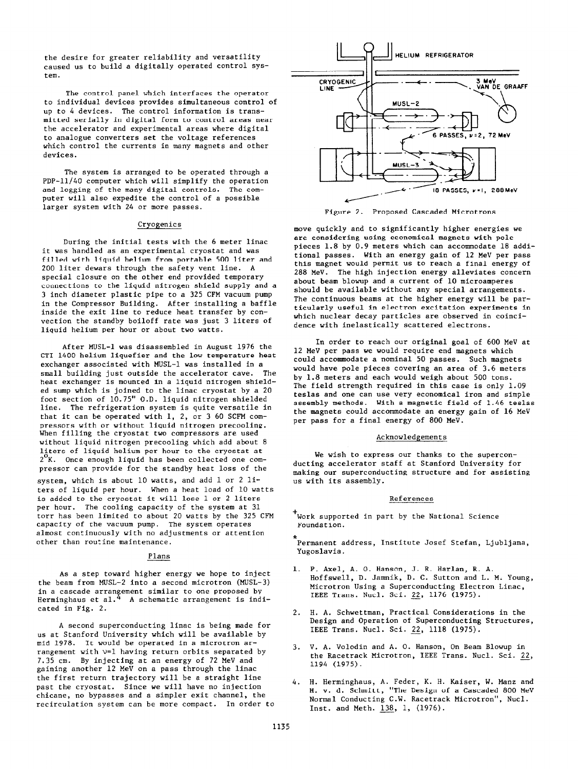the desire for greater reliability and versatility caused us to build a digitally operated control system.

The control panel which interfaces the operator to individual devices provides simultaneous control of up to 4 devices. The control information is transmitted serially in digital form to control areas near the accelerator and experimental areas where digital to analogue converters set the voltage references which control the currents in many magnets and other devices.

The system is arranged to be operated through a PDP-11/40 computer which will simplify the operation and logging of the many digital controls. The computer will also expedite the control of a possible larger system with 24 or more passes.

## Cryogenics

During the initial tests with the 6 meter linac it was handled as an experimental cryostat and was filled with liquid helium from portable 500 liter and 200 liter dewars through the safety vent line. A special closure on the other end provided temporary connections to the liquid nitrogen shield supply and a 3 inch diameter plastic pipe to a 325 CFM vacuum pump in the Compressor Building. After installing a baffle inside the exit line to reduce heat transfer by convection the standby boiloff rate was just 3 liters of liquid helium per hour or about two watts.

After MUSL-1 was disassembled in August 1976 the CTI 1400 helium liquefier and the low temperature heat exchanger associated with MUSL-1 was installed in a small building just outside the accelerator cave. The heat exchanger is mounted in a liquid nitrogen shielded sump which is joined to the linac cryostat by a 20 foot section of 10.75" O.D. liquid nitrogen shielded line. The refrigeration system is quite versatile in that it can be operated with 1, 2, or 3 60 SCFM compressors with or without liquid nitrogen precooling. When filling the cryostat two compressors are used without liquid nitrogen precooling which add about 8 liters of liquid helium per hour to the cryostat at $2^{o}K$. Once enough liquid has been collected one compressor can provide for the standby heat loss of the system, which is about 10 watts, and add 1 or 2 liters of liquid per hour. When a heat load of 10 watts is added to the cryostat it will lose 1 or 2 liters per hour. The cooling capacity of the system at 31 torr has been limited to about 20 watts by the 325 CFM capacity of the vacuum pump. The system operates almost continuously with no adjustments or attention other than routine maintenance.

## Plans

As a step toward higher energy we hope to inject the beam from MUSL-2 into a second microtron (MUSL-3) in a cascade arrangement similar to one proposed by Herminghaus et al.[4] A schematic arrangement is indicated in Fig. 2.

A second superconducting linac is being made for us at Stanford University which will be available by mid 1978. It would be operated in a microtron arrangement with $\nu$=1 having return orbits separated by 7.35 cm. By injecting at an energy of 72 MeV and gaining another 12 MeV on a pass through the linac the first return trajectory will be a straight line past the cryostat. Since we will have no injection chicane, no bypasses and a simpler exit channel, the recirculation system can be more compact. In order to move quickly and to significantly higher energies we are considering using economical magnets with pole pieces 1.8 by 0.9 meters which can accommodate 18 additional passes. With an energy gain of 12 MeV per pass this magnet would permit us to reach a final energy of 288 MeV. The high injection energy alleviates concern about beam blowup and a current of 10 microamperes should be available without any special arrangements. The continuous beams at the higher energy will be particularly useful in electron excitation experiments in which nuclear decay particles are observed in coincidence with inelastically scattered electrons.

HELIUM REFRIGERATOR

CRYOGENIC LINE

3 MeV VAN DE GRAAFF

MUSL-2

6 PASSES, $\nu$=2, 72 MeV

MUSL-3

18 PASSES, $\nu$=1, 288 MeV

Figure 2. Proposed Cascaded Microtrons

In order to reach our original goal of 600 MeV at 12 MeV per pass we would require end magnets which could accommodate a nominal 50 passes. Such magnets would have pole pieces covering an area of 3.6 meters by 1.8 meters and each would weigh about 500 tons. The field strength required in this case is only 1.09 teslas and one can use very economical iron and simple assembly methods. With a magnetic field of 1.46 teslas the magnets could accommodate an energy gain of 16 MeV per pass for a final energy of 800 MeV.

## Acknowledgements

We wish to express our thanks to the superconducting accelerator staff at Stanford University for making our superconducting structure and for assisting us with its assembly.

## References

+Work supported in part by the National Science Foundation.

*Permanent address, Institute Josef Stefan, Ljubljana, Yugoslavia.

1. P. Axel, A. O. Hanson, J. R. Harlan, R. A. Hoffswell, D. Jamnik, D. C. Sutton and L. M. Young, Microtron Using a Superconducting Electron Linac, IEEE Trans. Nucl. Sci. 22, 1176 (1975).

2. H. A. Schwettman, Practical Considerations in the Design and Operation of Superconducting Structures, IEEE Trans. Nucl. Sci. 22, 1118 (1975).

3. V. A. Volodin and A. O. Hanson, On Beam Blowup in the Racetrack Microtron, IEEE Trans. Nucl. Sci. 22, 1194 (1975).

4. H. Herminghaus, A. Feder, K. H. Kaiser, W. Manz and H. v. d. Schmitt, "The Design of a Cascaded 800 MeV Normal Conducting C.W. Racetrack Microtron", Nucl. Inst. and Meth. 138, 1, (1976).